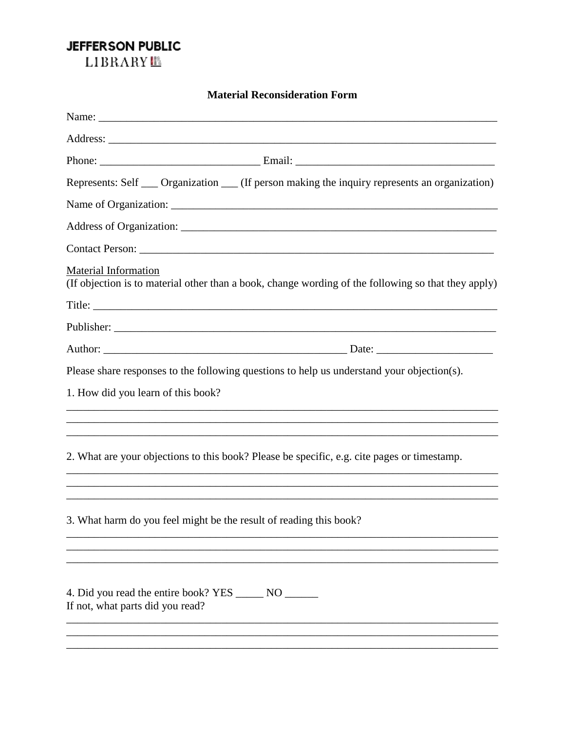**JEFFERSON PUBLIC**
**LIBRARY**

## Material Reconsideration Form

Name: ______________________________________________________________________

Address: ____________________________________________________________________

Phone: ____________________________ Email: __________________________________

Represents: Self ___ Organization ___ (If person making the inquiry represents an organization)

Name of Organization: ________________________________________________________

Address of Organization: ______________________________________________________

Contact Person: ______________________________________________________________

<u>Material Information</u>
(If objection is to material other than a book, change wording of the following so that they apply)

Title: ______________________________________________________________________

Publisher: __________________________________________________________________

Author: ___________________________________________ Date: ____________________

Please share responses to the following questions to help us understand your objection(s).

1. How did you learn of this book?

______________________________________________________________________________
______________________________________________________________________________
______________________________________________________________________________

2. What are your objections to this book? Please be specific, e.g. cite pages or timestamp.

______________________________________________________________________________
______________________________________________________________________________
______________________________________________________________________________

3. What harm do you feel might be the result of reading this book?

______________________________________________________________________________
______________________________________________________________________________
______________________________________________________________________________

4. Did you read the entire book? YES _____ NO ______
If not, what parts did you read?

______________________________________________________________________________
______________________________________________________________________________
______________________________________________________________________________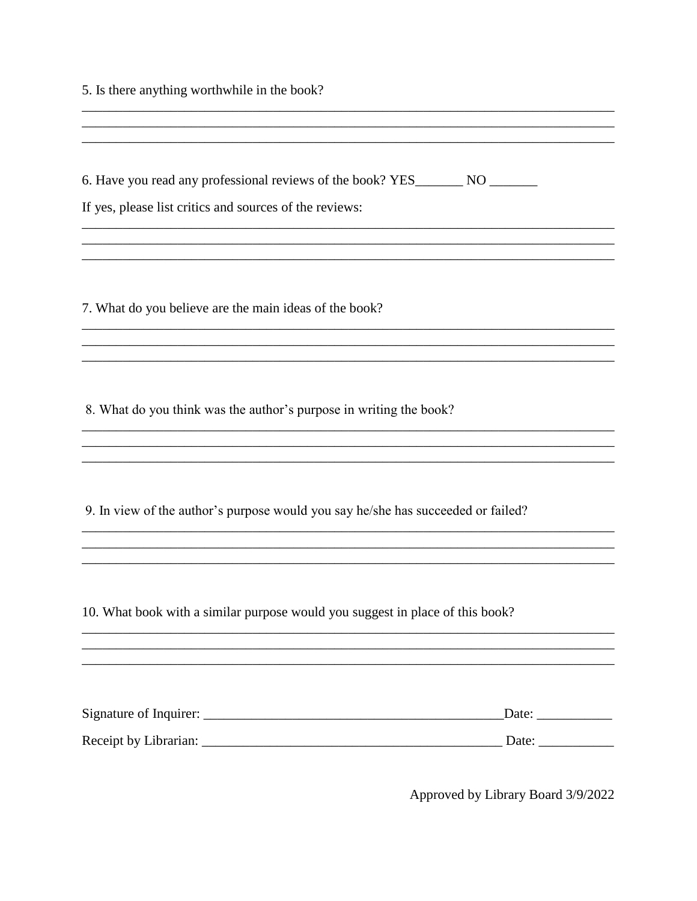5. Is there anything worthwhile in the book?

______________________________________________________________________________
______________________________________________________________________________
______________________________________________________________________________

6. Have you read any professional reviews of the book? YES_______ NO _______

If yes, please list critics and sources of the reviews:

______________________________________________________________________________
______________________________________________________________________________
______________________________________________________________________________

7. What do you believe are the main ideas of the book?

______________________________________________________________________________
______________________________________________________________________________
______________________________________________________________________________

8. What do you think was the author's purpose in writing the book?

______________________________________________________________________________
______________________________________________________________________________
______________________________________________________________________________

9. In view of the author's purpose would you say he/she has succeeded or failed?

______________________________________________________________________________
______________________________________________________________________________
______________________________________________________________________________

10. What book with a similar purpose would you suggest in place of this book?

______________________________________________________________________________
______________________________________________________________________________
______________________________________________________________________________

Signature of Inquirer: _____________________________________________Date: ___________

Receipt by Librarian: _____________________________________________ Date: ___________

Approved by Library Board 3/9/2022